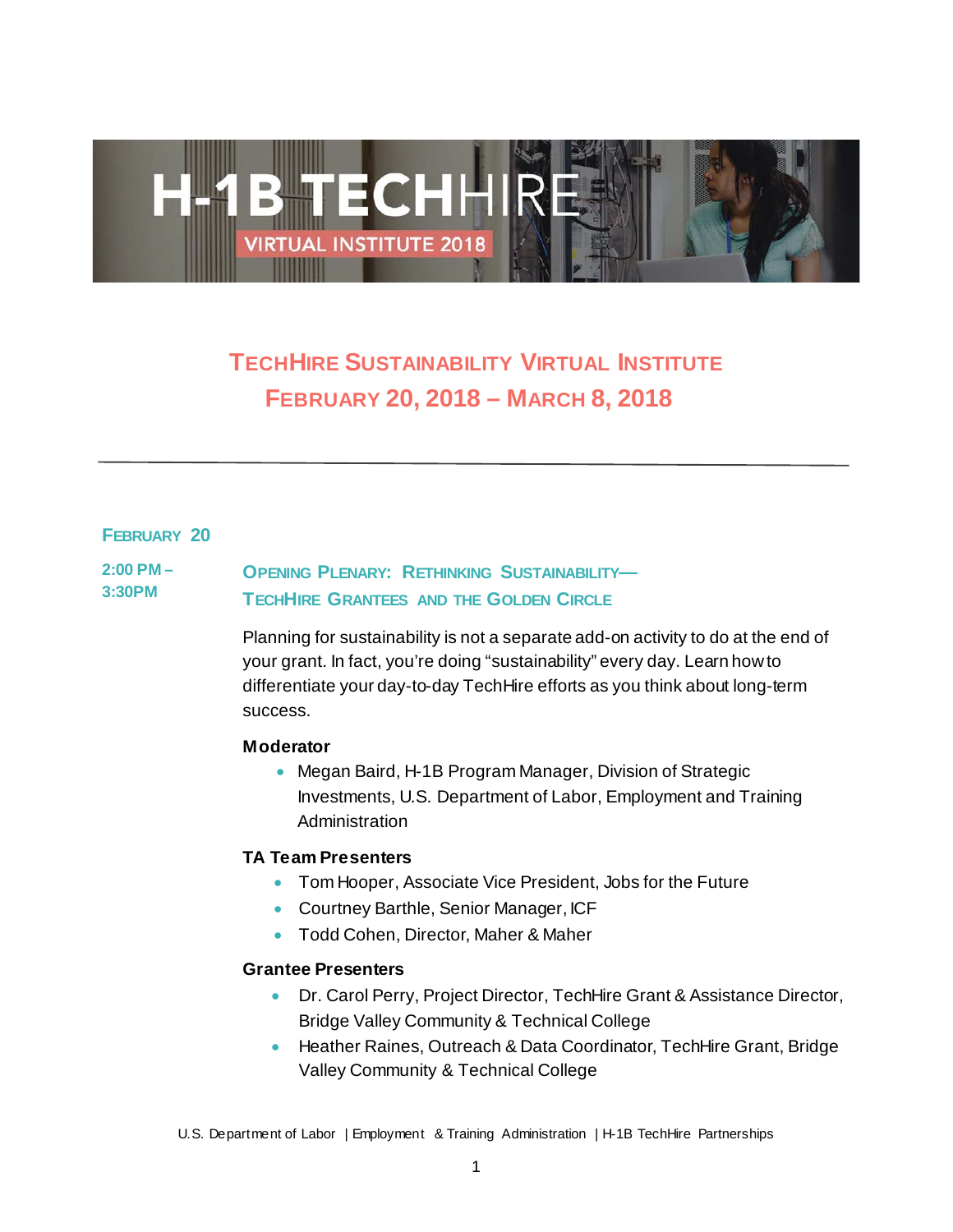# TechHire Sustainability Virtual Institute

## February 20, 2018 – March 8, 2018

---

### February 20

**2:00 PM – 3:30PM**

#### Opening Plenary: Rethinking Sustainability—TechHire Grantees and the Golden Circle

Planning for sustainability is not a separate add-on activity to do at the end of your grant. In fact, you're doing "sustainability" every day. Learn how to differentiate your day-to-day TechHire efforts as you think about long-term success.

**Moderator**

- Megan Baird, H-1B Program Manager, Division of Strategic Investments, U.S. Department of Labor, Employment and Training Administration

**TA Team Presenters**

- Tom Hooper, Associate Vice President, Jobs for the Future
- Courtney Barthle, Senior Manager, ICF
- Todd Cohen, Director, Maher & Maher

**Grantee Presenters**

- Dr. Carol Perry, Project Director, TechHire Grant & Assistance Director, Bridge Valley Community & Technical College
- Heather Raines, Outreach & Data Coordinator, TechHire Grant, Bridge Valley Community & Technical College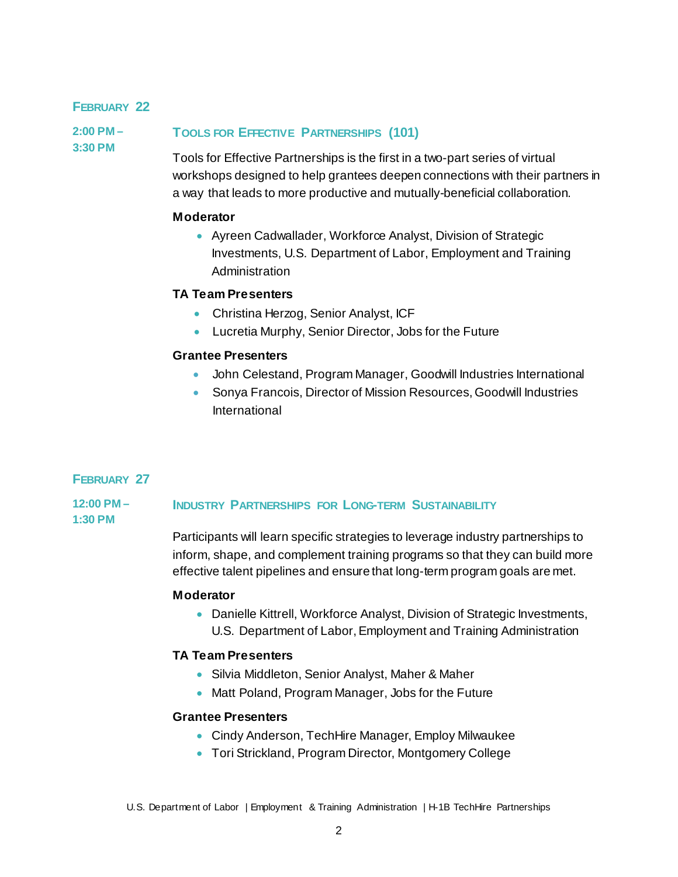## February 22

**2:00 PM – 3:30 PM**

### Tools for Effective Partnerships (101)

Tools for Effective Partnerships is the first in a two-part series of virtual workshops designed to help grantees deepen connections with their partners in a way that leads to more productive and mutually-beneficial collaboration.

**Moderator**

- Ayreen Cadwallader, Workforce Analyst, Division of Strategic Investments, U.S. Department of Labor, Employment and Training Administration

**TA Team Presenters**

- Christina Herzog, Senior Analyst, ICF
- Lucretia Murphy, Senior Director, Jobs for the Future

**Grantee Presenters**

- John Celestand, Program Manager, Goodwill Industries International
- Sonya Francois, Director of Mission Resources, Goodwill Industries International

## February 27

**12:00 PM – 1:30 PM**

### Industry Partnerships for Long-term Sustainability

Participants will learn specific strategies to leverage industry partnerships to inform, shape, and complement training programs so that they can build more effective talent pipelines and ensure that long-term program goals are met.

**Moderator**

- Danielle Kittrell, Workforce Analyst, Division of Strategic Investments, U.S. Department of Labor, Employment and Training Administration

**TA Team Presenters**

- Silvia Middleton, Senior Analyst, Maher & Maher
- Matt Poland, Program Manager, Jobs for the Future

**Grantee Presenters**

- Cindy Anderson, TechHire Manager, Employ Milwaukee
- Tori Strickland, Program Director, Montgomery College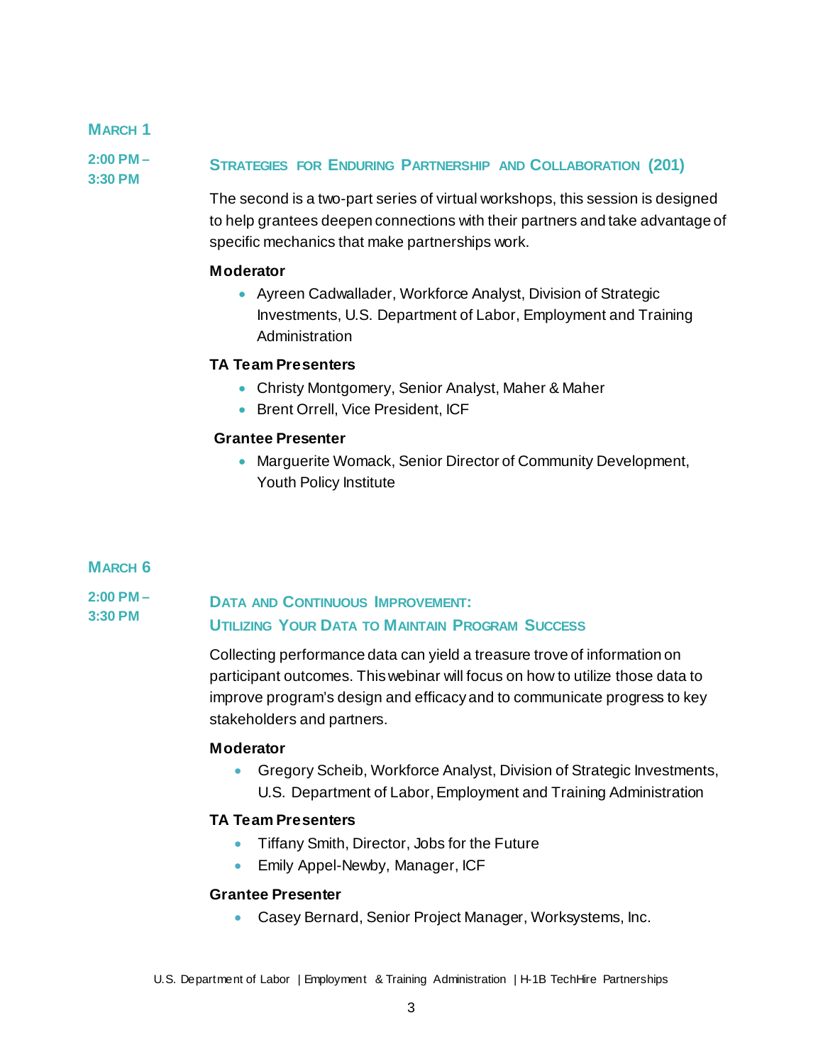## MARCH 1

**2:00 PM – 3:30 PM**

### STRATEGIES FOR ENDURING PARTNERSHIP AND COLLABORATION (201)

The second is a two-part series of virtual workshops, this session is designed to help grantees deepen connections with their partners and take advantage of specific mechanics that make partnerships work.

**Moderator**

- Ayreen Cadwallader, Workforce Analyst, Division of Strategic Investments, U.S. Department of Labor, Employment and Training Administration

**TA Team Presenters**

- Christy Montgomery, Senior Analyst, Maher & Maher
- Brent Orrell, Vice President, ICF

**Grantee Presenter**

- Marguerite Womack, Senior Director of Community Development, Youth Policy Institute

## MARCH 6

**2:00 PM – 3:30 PM**

### DATA AND CONTINUOUS IMPROVEMENT: UTILIZING YOUR DATA TO MAINTAIN PROGRAM SUCCESS

Collecting performance data can yield a treasure trove of information on participant outcomes. This webinar will focus on how to utilize those data to improve program's design and efficacy and to communicate progress to key stakeholders and partners.

**Moderator**

- Gregory Scheib, Workforce Analyst, Division of Strategic Investments, U.S. Department of Labor, Employment and Training Administration

**TA Team Presenters**

- Tiffany Smith, Director, Jobs for the Future
- Emily Appel-Newby, Manager, ICF

**Grantee Presenter**

- Casey Bernard, Senior Project Manager, Worksystems, Inc.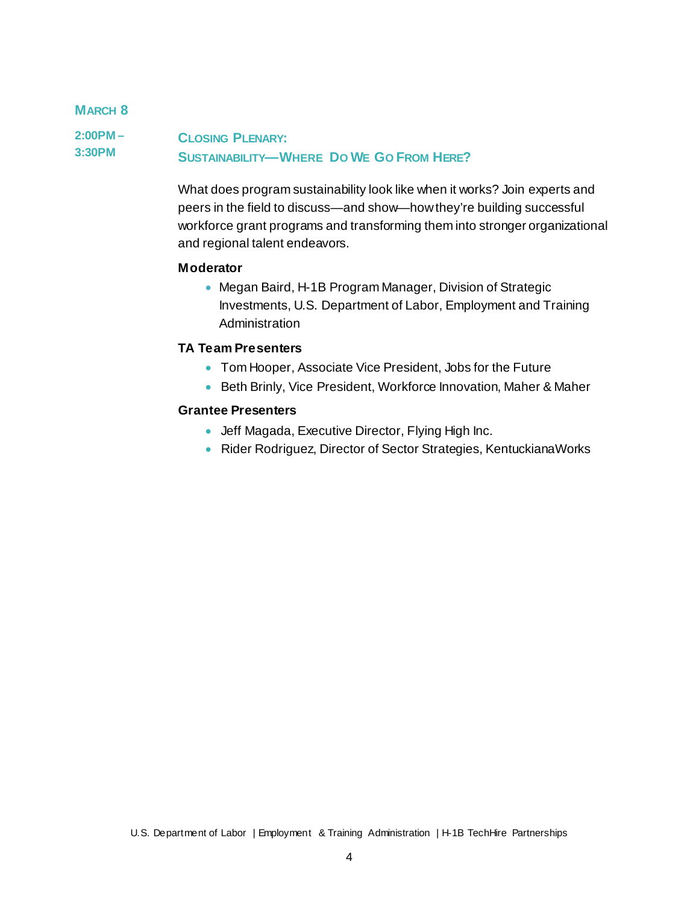## March 8

**2:00PM – 3:30PM**

### Closing Plenary: Sustainability—Where Do We Go From Here?

What does program sustainability look like when it works? Join experts and peers in the field to discuss—and show—how they're building successful workforce grant programs and transforming them into stronger organizational and regional talent endeavors.

**Moderator**

- Megan Baird, H-1B Program Manager, Division of Strategic Investments, U.S. Department of Labor, Employment and Training Administration

**TA Team Presenters**

- Tom Hooper, Associate Vice President, Jobs for the Future
- Beth Brinly, Vice President, Workforce Innovation, Maher & Maher

**Grantee Presenters**

- Jeff Magada, Executive Director, Flying High Inc.
- Rider Rodriguez, Director of Sector Strategies, KentuckianaWorks